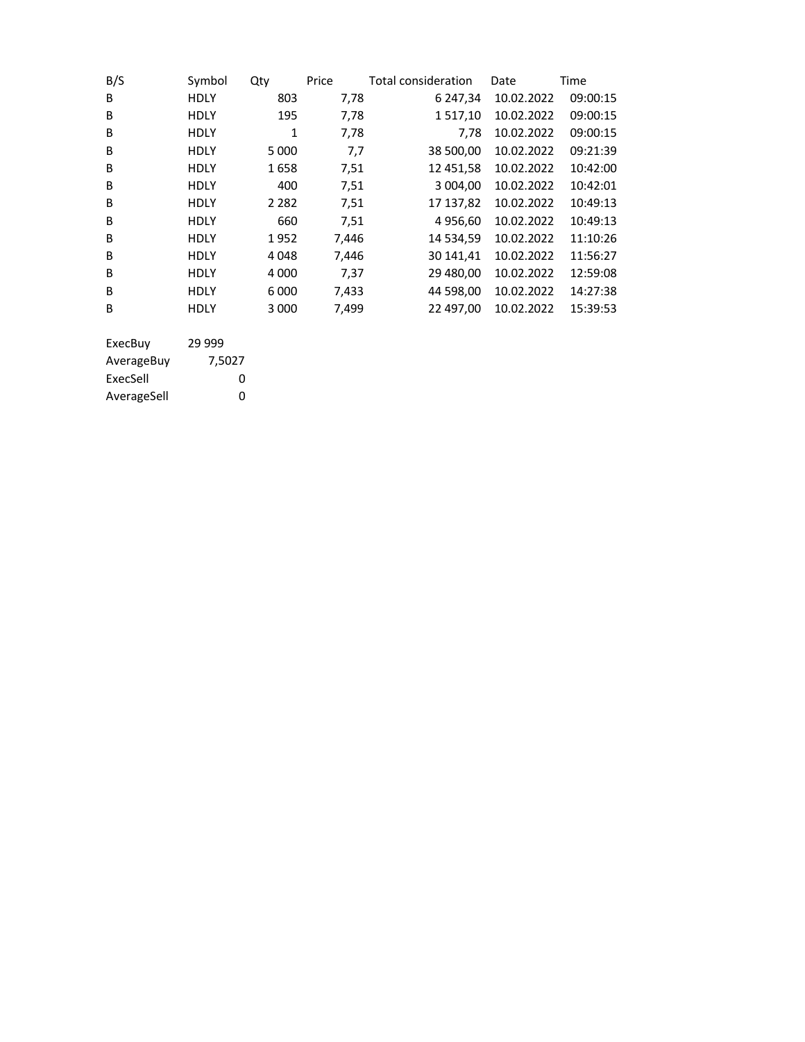| B/S | Symbol | Qty | Price | Total consideration | Date | Time |
| --- | --- | --- | --- | --- | --- | --- |
| B | HDLY | 803 | 7,78 | 6 247,34 | 10.02.2022 | 09:00:15 |
| B | HDLY | 195 | 7,78 | 1 517,10 | 10.02.2022 | 09:00:15 |
| B | HDLY | 1 | 7,78 | 7,78 | 10.02.2022 | 09:00:15 |
| B | HDLY | 5 000 | 7,7 | 38 500,00 | 10.02.2022 | 09:21:39 |
| B | HDLY | 1 658 | 7,51 | 12 451,58 | 10.02.2022 | 10:42:00 |
| B | HDLY | 400 | 7,51 | 3 004,00 | 10.02.2022 | 10:42:01 |
| B | HDLY | 2 282 | 7,51 | 17 137,82 | 10.02.2022 | 10:49:13 |
| B | HDLY | 660 | 7,51 | 4 956,60 | 10.02.2022 | 10:49:13 |
| B | HDLY | 1 952 | 7,446 | 14 534,59 | 10.02.2022 | 11:10:26 |
| B | HDLY | 4 048 | 7,446 | 30 141,41 | 10.02.2022 | 11:56:27 |
| B | HDLY | 4 000 | 7,37 | 29 480,00 | 10.02.2022 | 12:59:08 |
| B | HDLY | 6 000 | 7,433 | 44 598,00 | 10.02.2022 | 14:27:38 |
| B | HDLY | 3 000 | 7,499 | 22 497,00 | 10.02.2022 | 15:39:53 |

| | |
| --- | --- |
| ExecBuy | 29 999 |
| AverageBuy | 7,5027 |
| ExecSell | 0 |
| AverageSell | 0 |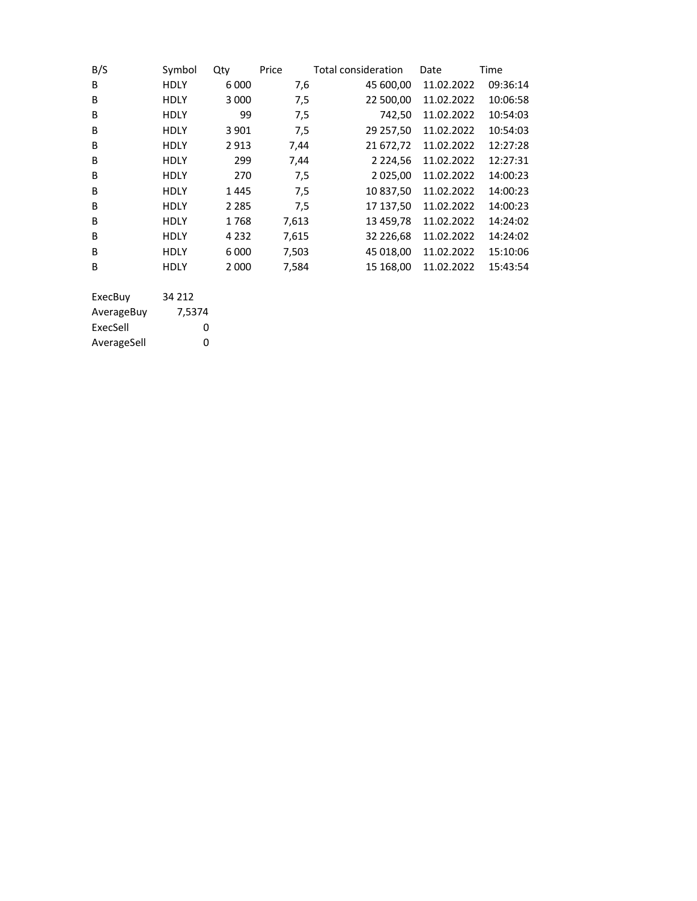| B/S | Symbol | Qty | Price | Total consideration | Date | Time |
|---|---|---|---|---|---|---|
| B | HDLY | 6 000 | 7,6 | 45 600,00 | 11.02.2022 | 09:36:14 |
| B | HDLY | 3 000 | 7,5 | 22 500,00 | 11.02.2022 | 10:06:58 |
| B | HDLY | 99 | 7,5 | 742,50 | 11.02.2022 | 10:54:03 |
| B | HDLY | 3 901 | 7,5 | 29 257,50 | 11.02.2022 | 10:54:03 |
| B | HDLY | 2 913 | 7,44 | 21 672,72 | 11.02.2022 | 12:27:28 |
| B | HDLY | 299 | 7,44 | 2 224,56 | 11.02.2022 | 12:27:31 |
| B | HDLY | 270 | 7,5 | 2 025,00 | 11.02.2022 | 14:00:23 |
| B | HDLY | 1 445 | 7,5 | 10 837,50 | 11.02.2022 | 14:00:23 |
| B | HDLY | 2 285 | 7,5 | 17 137,50 | 11.02.2022 | 14:00:23 |
| B | HDLY | 1 768 | 7,613 | 13 459,78 | 11.02.2022 | 14:24:02 |
| B | HDLY | 4 232 | 7,615 | 32 226,68 | 11.02.2022 | 14:24:02 |
| B | HDLY | 6 000 | 7,503 | 45 018,00 | 11.02.2022 | 15:10:06 |
| B | HDLY | 2 000 | 7,584 | 15 168,00 | 11.02.2022 | 15:43:54 |

| | |
|---|---|
| ExecBuy | 34 212 |
| AverageBuy | 7,5374 |
| ExecSell | 0 |
| AverageSell | 0 |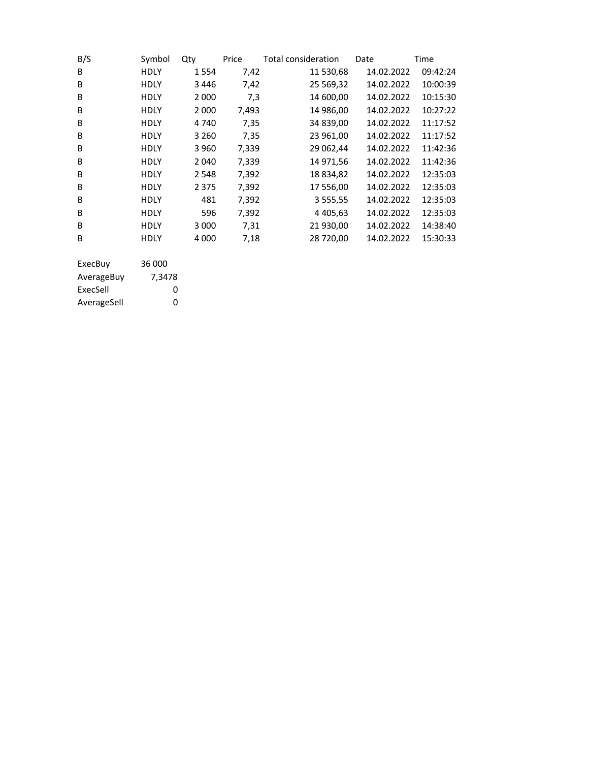| B/S | Symbol | Qty | Price | Total consideration | Date | Time |
|---|---|---|---|---|---|---|
| B | HDLY | 1 554 | 7,42 | 11 530,68 | 14.02.2022 | 09:42:24 |
| B | HDLY | 3 446 | 7,42 | 25 569,32 | 14.02.2022 | 10:00:39 |
| B | HDLY | 2 000 | 7,3 | 14 600,00 | 14.02.2022 | 10:15:30 |
| B | HDLY | 2 000 | 7,493 | 14 986,00 | 14.02.2022 | 10:27:22 |
| B | HDLY | 4 740 | 7,35 | 34 839,00 | 14.02.2022 | 11:17:52 |
| B | HDLY | 3 260 | 7,35 | 23 961,00 | 14.02.2022 | 11:17:52 |
| B | HDLY | 3 960 | 7,339 | 29 062,44 | 14.02.2022 | 11:42:36 |
| B | HDLY | 2 040 | 7,339 | 14 971,56 | 14.02.2022 | 11:42:36 |
| B | HDLY | 2 548 | 7,392 | 18 834,82 | 14.02.2022 | 12:35:03 |
| B | HDLY | 2 375 | 7,392 | 17 556,00 | 14.02.2022 | 12:35:03 |
| B | HDLY | 481 | 7,392 | 3 555,55 | 14.02.2022 | 12:35:03 |
| B | HDLY | 596 | 7,392 | 4 405,63 | 14.02.2022 | 12:35:03 |
| B | HDLY | 3 000 | 7,31 | 21 930,00 | 14.02.2022 | 14:38:40 |
| B | HDLY | 4 000 | 7,18 | 28 720,00 | 14.02.2022 | 15:30:33 |

| | |
|---|---|
| ExecBuy | 36 000 |
| AverageBuy | 7,3478 |
| ExecSell | 0 |
| AverageSell | 0 |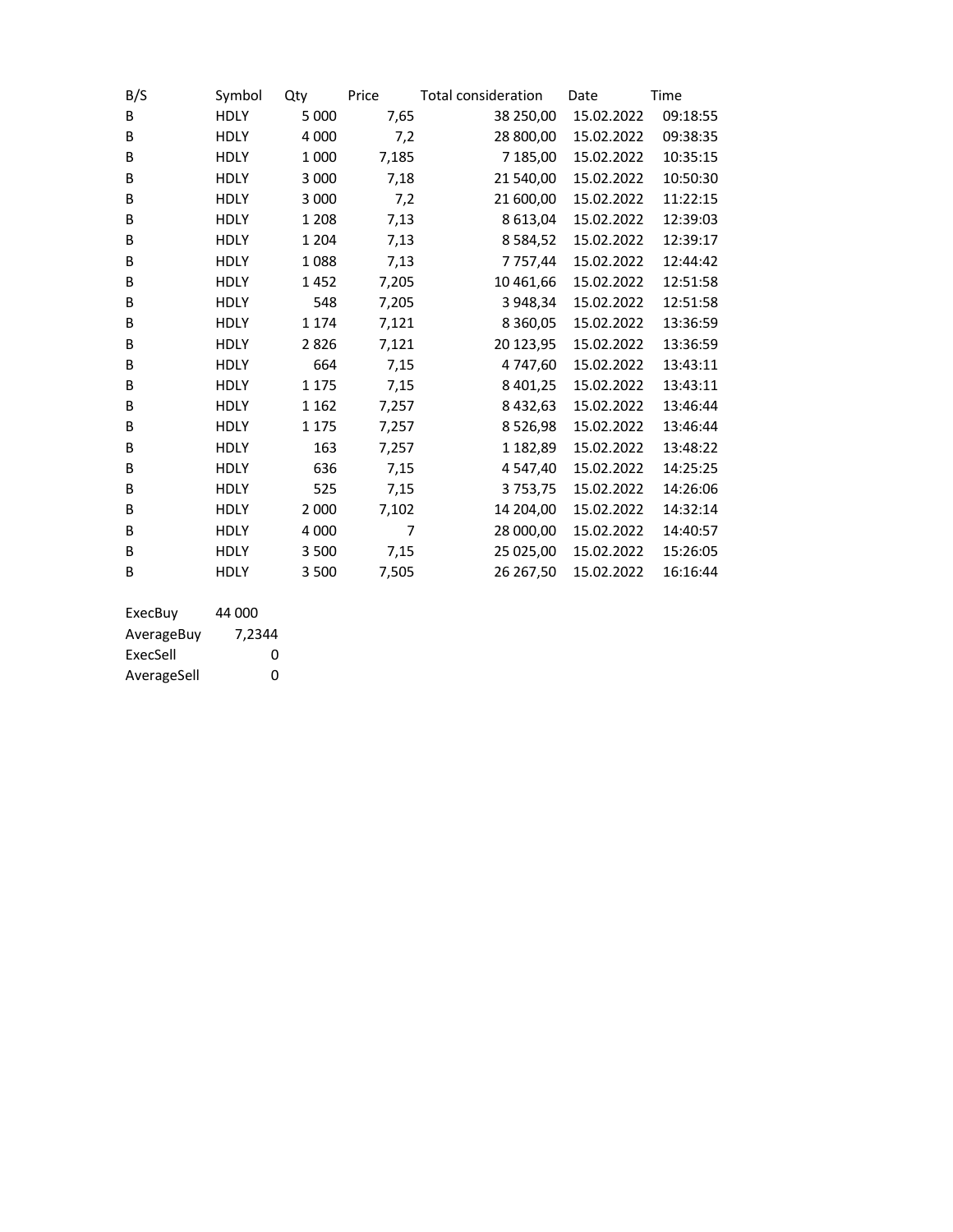| B/S | Symbol | Qty | Price | Total consideration | Date | Time |
|---|---|---|---|---|---|---|
| B | HDLY | 5 000 | 7,65 | 38 250,00 | 15.02.2022 | 09:18:55 |
| B | HDLY | 4 000 | 7,2 | 28 800,00 | 15.02.2022 | 09:38:35 |
| B | HDLY | 1 000 | 7,185 | 7 185,00 | 15.02.2022 | 10:35:15 |
| B | HDLY | 3 000 | 7,18 | 21 540,00 | 15.02.2022 | 10:50:30 |
| B | HDLY | 3 000 | 7,2 | 21 600,00 | 15.02.2022 | 11:22:15 |
| B | HDLY | 1 208 | 7,13 | 8 613,04 | 15.02.2022 | 12:39:03 |
| B | HDLY | 1 204 | 7,13 | 8 584,52 | 15.02.2022 | 12:39:17 |
| B | HDLY | 1 088 | 7,13 | 7 757,44 | 15.02.2022 | 12:44:42 |
| B | HDLY | 1 452 | 7,205 | 10 461,66 | 15.02.2022 | 12:51:58 |
| B | HDLY | 548 | 7,205 | 3 948,34 | 15.02.2022 | 12:51:58 |
| B | HDLY | 1 174 | 7,121 | 8 360,05 | 15.02.2022 | 13:36:59 |
| B | HDLY | 2 826 | 7,121 | 20 123,95 | 15.02.2022 | 13:36:59 |
| B | HDLY | 664 | 7,15 | 4 747,60 | 15.02.2022 | 13:43:11 |
| B | HDLY | 1 175 | 7,15 | 8 401,25 | 15.02.2022 | 13:43:11 |
| B | HDLY | 1 162 | 7,257 | 8 432,63 | 15.02.2022 | 13:46:44 |
| B | HDLY | 1 175 | 7,257 | 8 526,98 | 15.02.2022 | 13:46:44 |
| B | HDLY | 163 | 7,257 | 1 182,89 | 15.02.2022 | 13:48:22 |
| B | HDLY | 636 | 7,15 | 4 547,40 | 15.02.2022 | 14:25:25 |
| B | HDLY | 525 | 7,15 | 3 753,75 | 15.02.2022 | 14:26:06 |
| B | HDLY | 2 000 | 7,102 | 14 204,00 | 15.02.2022 | 14:32:14 |
| B | HDLY | 4 000 | 7 | 28 000,00 | 15.02.2022 | 14:40:57 |
| B | HDLY | 3 500 | 7,15 | 25 025,00 | 15.02.2022 | 15:26:05 |
| B | HDLY | 3 500 | 7,505 | 26 267,50 | 15.02.2022 | 16:16:44 |

| | |
|---|---|
| ExecBuy | 44 000 |
| AverageBuy | 7,2344 |
| ExecSell | 0 |
| AverageSell | 0 |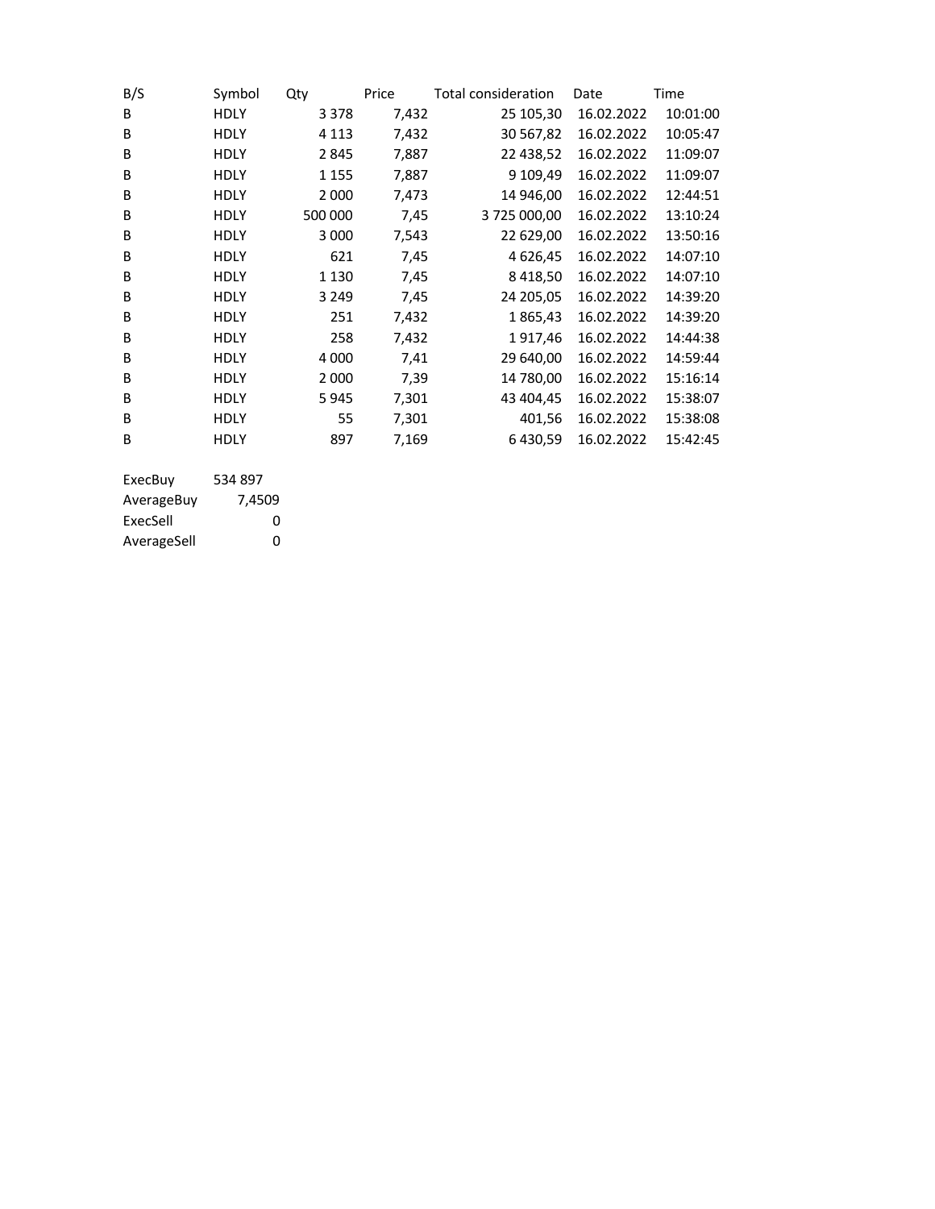| B/S | Symbol | Qty | Price | Total consideration | Date | Time |
|---|---|---|---|---|---|---|
| B | HDLY | 3 378 | 7,432 | 25 105,30 | 16.02.2022 | 10:01:00 |
| B | HDLY | 4 113 | 7,432 | 30 567,82 | 16.02.2022 | 10:05:47 |
| B | HDLY | 2 845 | 7,887 | 22 438,52 | 16.02.2022 | 11:09:07 |
| B | HDLY | 1 155 | 7,887 | 9 109,49 | 16.02.2022 | 11:09:07 |
| B | HDLY | 2 000 | 7,473 | 14 946,00 | 16.02.2022 | 12:44:51 |
| B | HDLY | 500 000 | 7,45 | 3 725 000,00 | 16.02.2022 | 13:10:24 |
| B | HDLY | 3 000 | 7,543 | 22 629,00 | 16.02.2022 | 13:50:16 |
| B | HDLY | 621 | 7,45 | 4 626,45 | 16.02.2022 | 14:07:10 |
| B | HDLY | 1 130 | 7,45 | 8 418,50 | 16.02.2022 | 14:07:10 |
| B | HDLY | 3 249 | 7,45 | 24 205,05 | 16.02.2022 | 14:39:20 |
| B | HDLY | 251 | 7,432 | 1 865,43 | 16.02.2022 | 14:39:20 |
| B | HDLY | 258 | 7,432 | 1 917,46 | 16.02.2022 | 14:44:38 |
| B | HDLY | 4 000 | 7,41 | 29 640,00 | 16.02.2022 | 14:59:44 |
| B | HDLY | 2 000 | 7,39 | 14 780,00 | 16.02.2022 | 15:16:14 |
| B | HDLY | 5 945 | 7,301 | 43 404,45 | 16.02.2022 | 15:38:07 |
| B | HDLY | 55 | 7,301 | 401,56 | 16.02.2022 | 15:38:08 |
| B | HDLY | 897 | 7,169 | 6 430,59 | 16.02.2022 | 15:42:45 |

| | |
|---|---|
| ExecBuy | 534 897 |
| AverageBuy | 7,4509 |
| ExecSell | 0 |
| AverageSell | 0 |